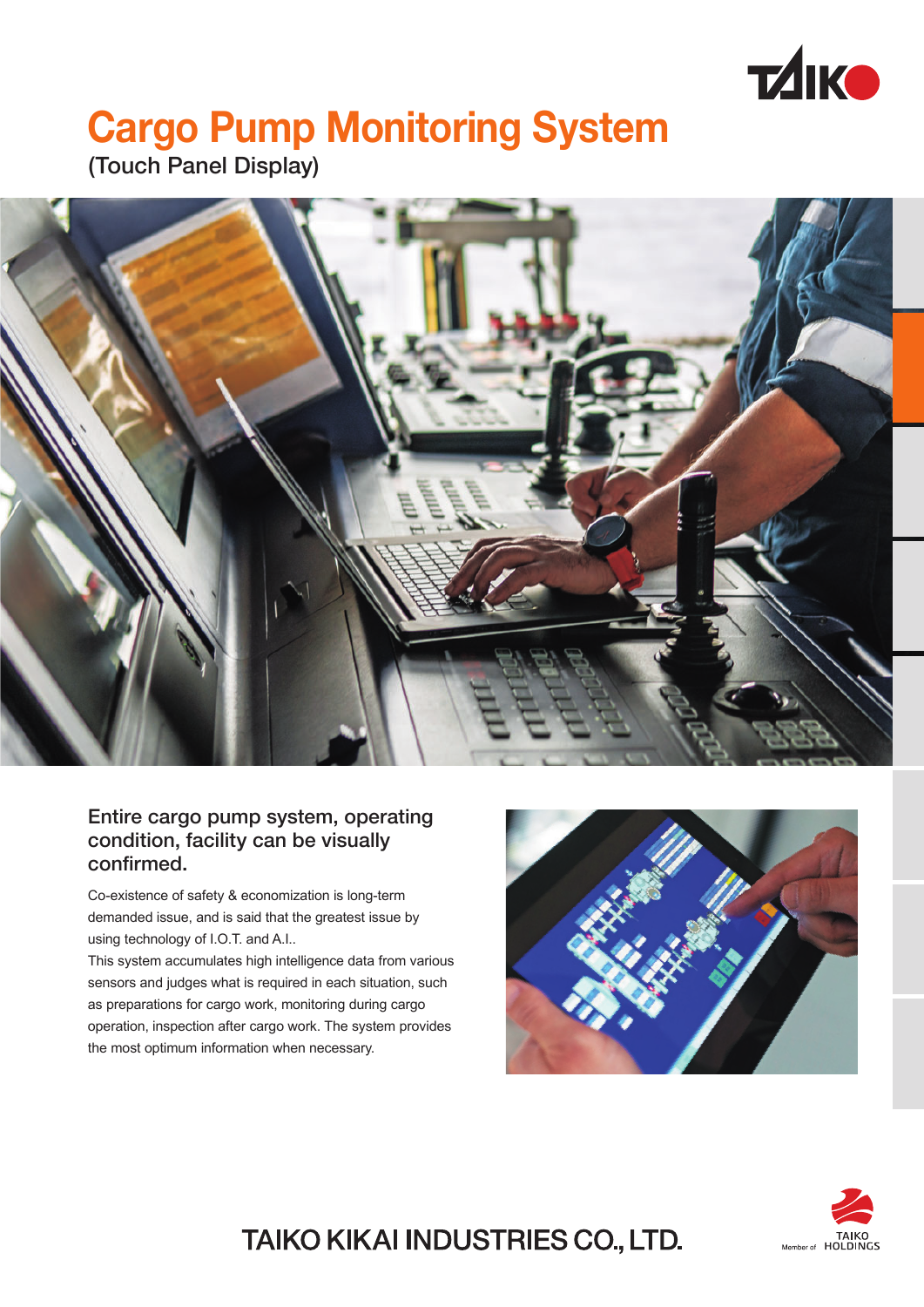# Cargo Pump Monitoring System

(Touch Panel Display)

## Entire cargo pump system, operating condition, facility can be visually confirmed.

Co-existence of safety & economization is long-term demanded issue, and is said that the greatest issue by using technology of I.O.T. and A.I..
This system accumulates high intelligence data from various sensors and judges what is required in each situation, such as preparations for cargo work, monitoring during cargo operation, inspection after cargo work. The system provides the most optimum information when necessary.

TAIKO KIKAI INDUSTRIES CO., LTD.

Member of TAIKO HOLDINGS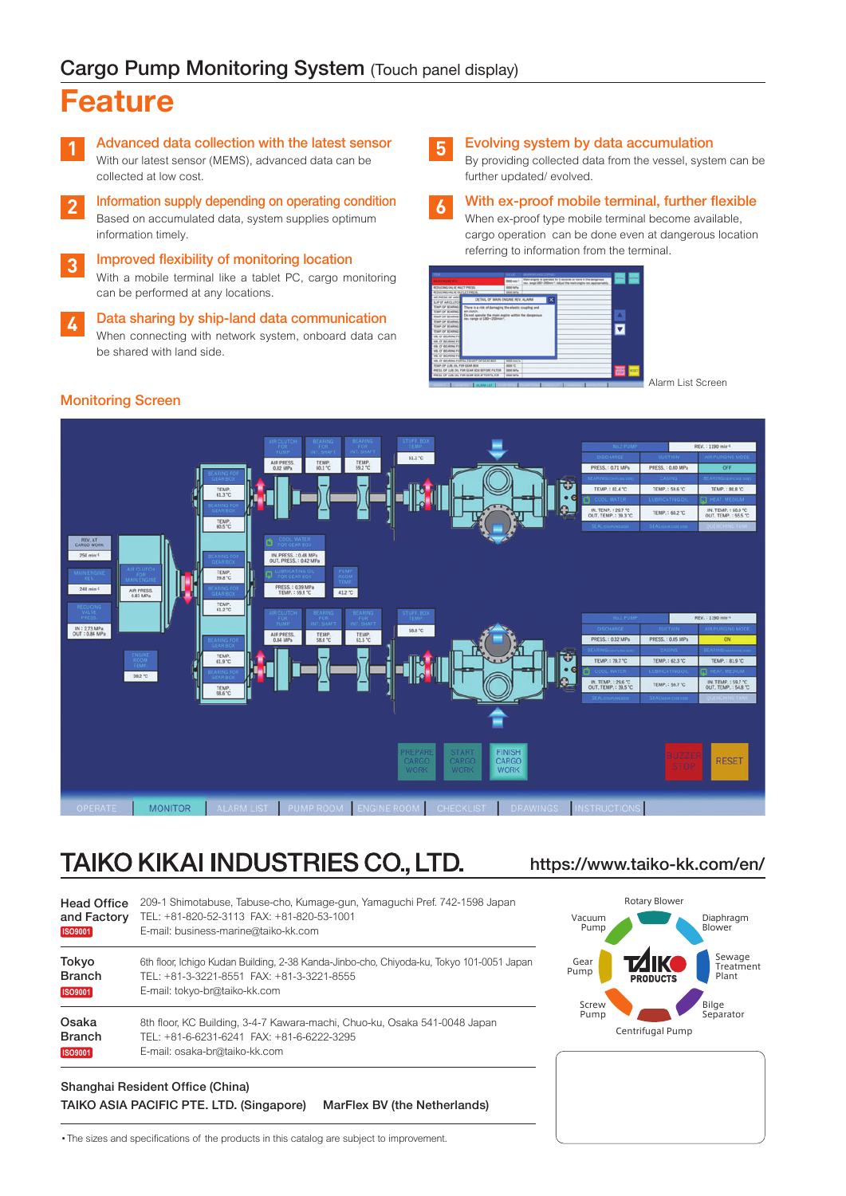## Cargo Pump Monitoring System (Touch panel display)

# Feature

**1** Advanced data collection with the latest sensor

With our latest sensor (MEMS), advanced data can be collected at low cost.

**2** Information supply depending on operating condition

Based on accumulated data, system supplies optimum information timely.

**3** Improved flexibility of monitoring location

With a mobile terminal like a tablet PC, cargo monitoring can be performed at any locations.

**4** Data sharing by ship-land data communication

When connecting with network system, onboard data can be shared with land side.

**5** Evolving system by data accumulation

By providing collected data from the vessel, system can be further updated/ evolved.

**6** With ex-proof mobile terminal, further flexible

When ex-proof type mobile terminal become available, cargo operation can be done even at dangerous location referring to information from the terminal.

Alarm List Screen

### Monitoring Screen

# TAIKO KIKAI INDUSTRIES CO., LTD.

https://www.taiko-kk.com/en/

**Head Office and Factory** ISO9001
209-1 Shimotabuse, Tabuse-cho, Kumage-gun, Yamaguchi Pref. 742-1598 Japan
TEL: +81-820-52-3113 FAX: +81-820-53-1001
E-mail: business-marine@taiko-kk.com

**Tokyo Branch** ISO9001
6th floor, Ichigo Kudan Building, 2-38 Kanda-Jinbo-cho, Chiyoda-ku, Tokyo 101-0051 Japan
TEL: +81-3-3221-8551 FAX: +81-3-3221-8555
E-mail: tokyo-br@taiko-kk.com

**Osaka Branch** ISO9001
8th floor, KC Building, 3-4-7 Kawara-machi, Chuo-ku, Osaka 541-0048 Japan
TEL: +81-6-6231-6241 FAX: +81-6-6222-3295
E-mail: osaka-br@taiko-kk.com

Shanghai Resident Office (China)

TAIKO ASIA PACIFIC PTE. LTD. (Singapore) MarFlex BV (the Netherlands)

TAIKO PRODUCTS: Rotary Blower, Diaphragm Blower, Sewage Treatment Plant, Bilge Separator, Centrifugal Pump, Screw Pump, Gear Pump, Vacuum Pump

• The sizes and specifications of the products in this catalog are subject to improvement.